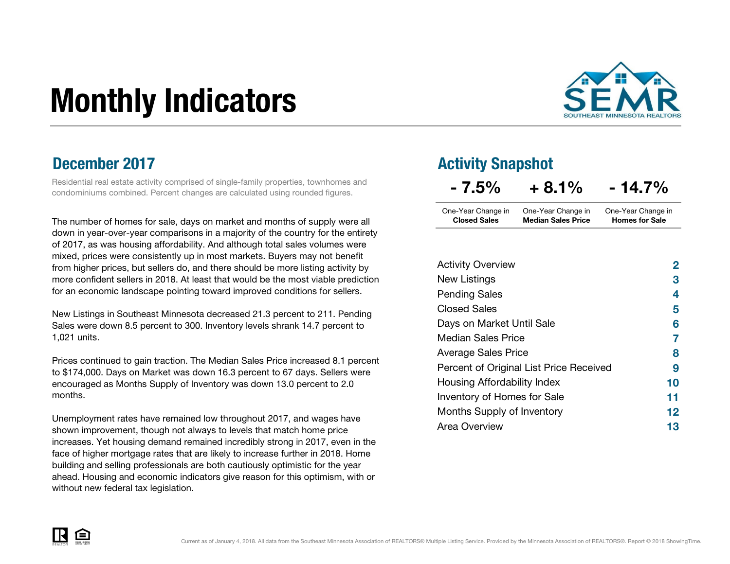# Monthly Indicators

SEMR
SOUTHEAST MINNESOTA REALTORS

## December 2017

Residential real estate activity comprised of single-family properties, townhomes and condominiums combined. Percent changes are calculated using rounded figures.

The number of homes for sale, days on market and months of supply were all down in year-over-year comparisons in a majority of the country for the entirety of 2017, as was housing affordability. And although total sales volumes were mixed, prices were consistently up in most markets. Buyers may not benefit from higher prices, but sellers do, and there should be more listing activity by more confident sellers in 2018. At least that would be the most viable prediction for an economic landscape pointing toward improved conditions for sellers.

New Listings in Southeast Minnesota decreased 21.3 percent to 211. Pending Sales were down 8.5 percent to 300. Inventory levels shrank 14.7 percent to 1,021 units.

Prices continued to gain traction. The Median Sales Price increased 8.1 percent to $174,000. Days on Market was down 16.3 percent to 67 days. Sellers were encouraged as Months Supply of Inventory was down 13.0 percent to 2.0 months.

Unemployment rates have remained low throughout 2017, and wages have shown improvement, though not always to levels that match home price increases. Yet housing demand remained incredibly strong in 2017, even in the face of higher mortgage rates that are likely to increase further in 2018. Home building and selling professionals are both cautiously optimistic for the year ahead. Housing and economic indicators give reason for this optimism, with or without new federal tax legislation.

## Activity Snapshot

| - 7.5% | + 8.1% | - 14.7% |
|---|---|---|
| One-Year Change in **Closed Sales** | One-Year Change in **Median Sales Price** | One-Year Change in **Homes for Sale** |

| | |
|---|---|
| Activity Overview | 2 |
| New Listings | 3 |
| Pending Sales | 4 |
| Closed Sales | 5 |
| Days on Market Until Sale | 6 |
| Median Sales Price | 7 |
| Average Sales Price | 8 |
| Percent of Original List Price Received | 9 |
| Housing Affordability Index | 10 |
| Inventory of Homes for Sale | 11 |
| Months Supply of Inventory | 12 |
| Area Overview | 13 |

Current as of January 4, 2018. All data from the Southeast Minnesota Association of REALTORS® Multiple Listing Service. Provided by the Minnesota Association of REALTORS®. Report © 2018 ShowingTime.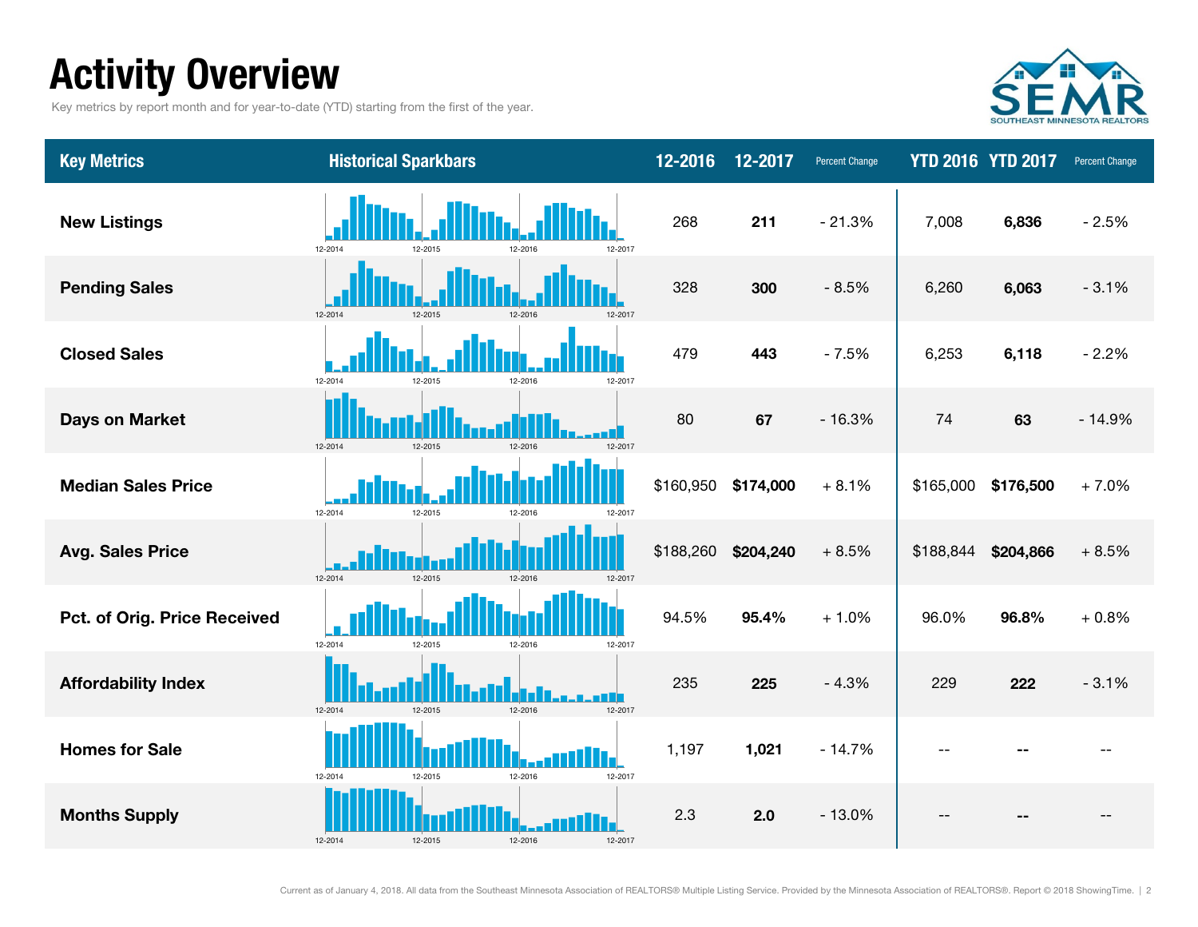# Activity Overview

Key metrics by report month and for year-to-date (YTD) starting from the first of the year.

SEMR SOUTHEAST MINNESOTA REALTORS

| Key Metrics | Historical Sparkbars | 12-2016 | 12-2017 | Percent Change | YTD 2016 | YTD 2017 | Percent Change |
|---|---|---|---|---|---|---|---|
| New Listings | 12-2014 12-2015 12-2016 12-2017 | 268 | **211** | - 21.3% | 7,008 | **6,836** | - 2.5% |
| Pending Sales | 12-2014 12-2015 12-2016 12-2017 | 328 | **300** | - 8.5% | 6,260 | **6,063** | - 3.1% |
| Closed Sales | 12-2014 12-2015 12-2016 12-2017 | 479 | **443** | - 7.5% | 6,253 | **6,118** | - 2.2% |
| Days on Market | 12-2014 12-2015 12-2016 12-2017 | 80 | **67** | - 16.3% | 74 | **63** | - 14.9% |
| Median Sales Price | 12-2014 12-2015 12-2016 12-2017 | $160,950 | **$174,000** | + 8.1% | $165,000 | **$176,500** | + 7.0% |
| Avg. Sales Price | 12-2014 12-2015 12-2016 12-2017 | $188,260 | **$204,240** | + 8.5% | $188,844 | **$204,866** | + 8.5% |
| Pct. of Orig. Price Received | 12-2014 12-2015 12-2016 12-2017 | 94.5% | **95.4%** | + 1.0% | 96.0% | **96.8%** | + 0.8% |
| Affordability Index | 12-2014 12-2015 12-2016 12-2017 | 235 | **225** | - 4.3% | 229 | **222** | - 3.1% |
| Homes for Sale | 12-2014 12-2015 12-2016 12-2017 | 1,197 | **1,021** | - 14.7% | -- | **--** | -- |
| Months Supply | 12-2014 12-2015 12-2016 12-2017 | 2.3 | **2.0** | - 13.0% | -- | **--** | -- |

Current as of January 4, 2018. All data from the Southeast Minnesota Association of REALTORS® Multiple Listing Service. Provided by the Minnesota Association of REALTORS®. Report © 2018 ShowingTime.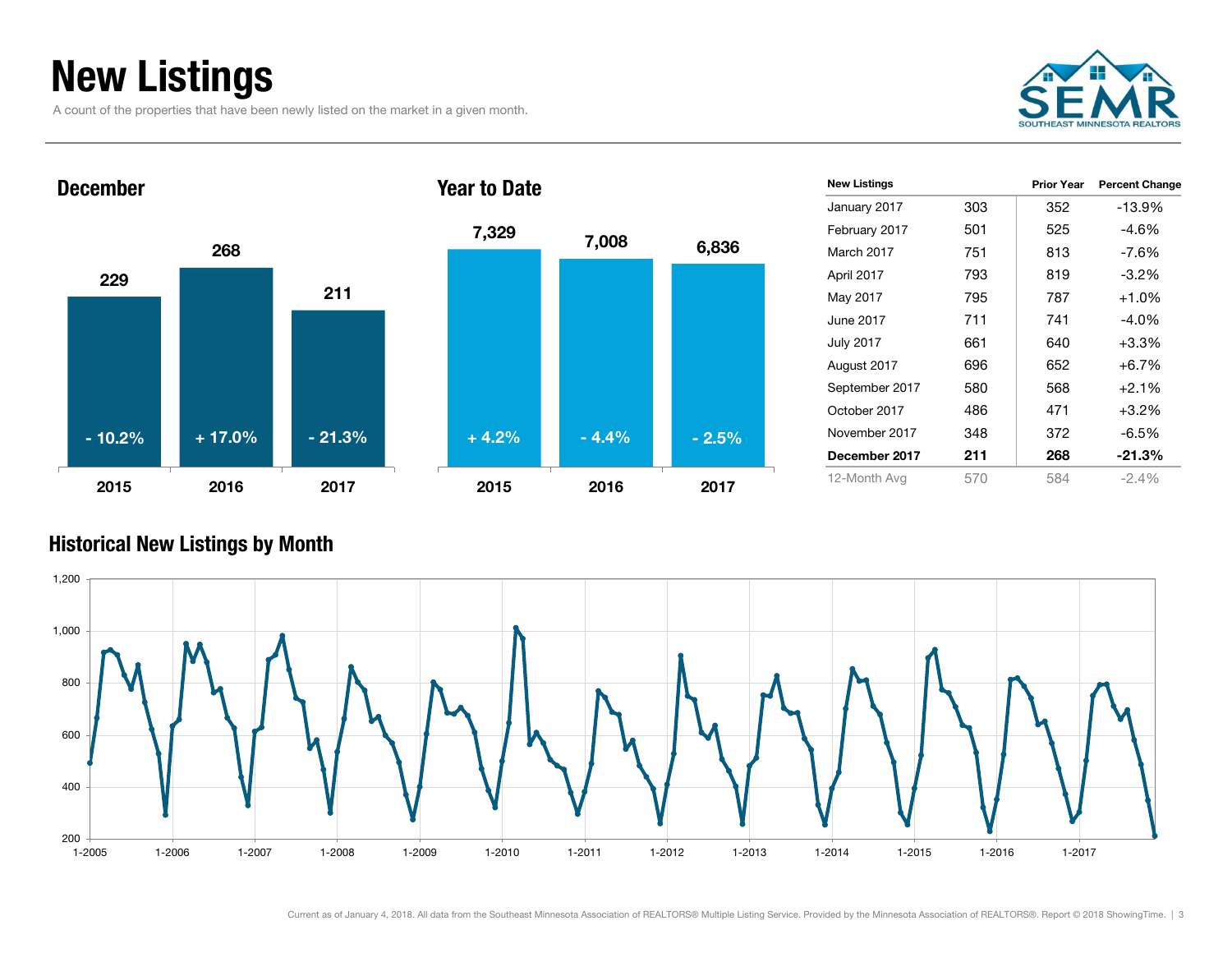# New Listings

A count of the properties that have been newly listed on the market in a given month.

SEMR SOUTHEAST MINNESOTA REALTORS

### December

| Year | New Listings | Change |
|---|---|---|
| 2015 | 229 | - 10.2% |
| 2016 | 268 | + 17.0% |
| 2017 | 211 | - 21.3% |

### Year to Date

| Year | New Listings | Change |
|---|---|---|
| 2015 | 7,329 | + 4.2% |
| 2016 | 7,008 | - 4.4% |
| 2017 | 6,836 | - 2.5% |

| New Listings | | Prior Year | Percent Change |
|---|---|---|---|
| January 2017 | 303 | 352 | -13.9% |
| February 2017 | 501 | 525 | -4.6% |
| March 2017 | 751 | 813 | -7.6% |
| April 2017 | 793 | 819 | -3.2% |
| May 2017 | 795 | 787 | +1.0% |
| June 2017 | 711 | 741 | -4.0% |
| July 2017 | 661 | 640 | +3.3% |
| August 2017 | 696 | 652 | +6.7% |
| September 2017 | 580 | 568 | +2.1% |
| October 2017 | 486 | 471 | +3.2% |
| November 2017 | 348 | 372 | -6.5% |
| **December 2017** | **211** | **268** | **-21.3%** |
| 12-Month Avg | 570 | 584 | -2.4% |

### Historical New Listings by Month

Current as of January 4, 2018. All data from the Southeast Minnesota Association of REALTORS® Multiple Listing Service. Provided by the Minnesota Association of REALTORS®. Report © 2018 ShowingTime.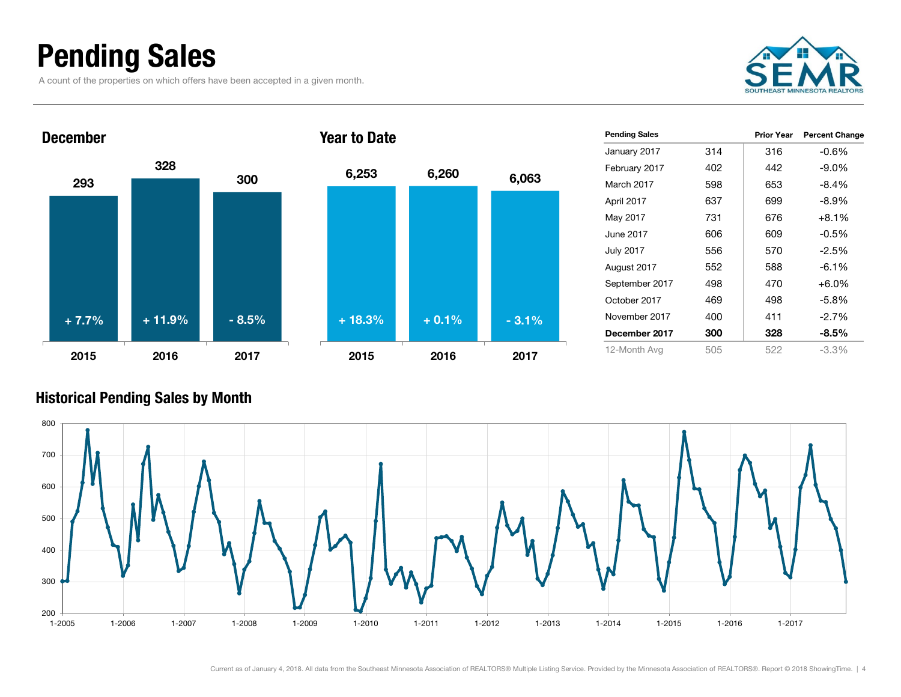# Pending Sales

A count of the properties on which offers have been accepted in a given month.

## December

| | 2015 | 2016 | 2017 |
|---|---|---|---|
| Pending Sales | 293 | 328 | 300 |
| Change | + 7.7% | + 11.9% | - 8.5% |

## Year to Date

| | 2015 | 2016 | 2017 |
|---|---|---|---|
| Pending Sales | 6,253 | 6,260 | 6,063 |
| Change | + 18.3% | + 0.1% | - 3.1% |

| Pending Sales | | Prior Year | Percent Change |
|---|---|---|---|
| January 2017 | 314 | 316 | -0.6% |
| February 2017 | 402 | 442 | -9.0% |
| March 2017 | 598 | 653 | -8.4% |
| April 2017 | 637 | 699 | -8.9% |
| May 2017 | 731 | 676 | +8.1% |
| June 2017 | 606 | 609 | -0.5% |
| July 2017 | 556 | 570 | -2.5% |
| August 2017 | 552 | 588 | -6.1% |
| September 2017 | 498 | 470 | +6.0% |
| October 2017 | 469 | 498 | -5.8% |
| November 2017 | 400 | 411 | -2.7% |
| **December 2017** | **300** | **328** | **-8.5%** |
| 12-Month Avg | 505 | 522 | -3.3% |

## Historical Pending Sales by Month

Current as of January 4, 2018. All data from the Southeast Minnesota Association of REALTORS® Multiple Listing Service. Provided by the Minnesota Association of REALTORS®. Report © 2018 ShowingTime.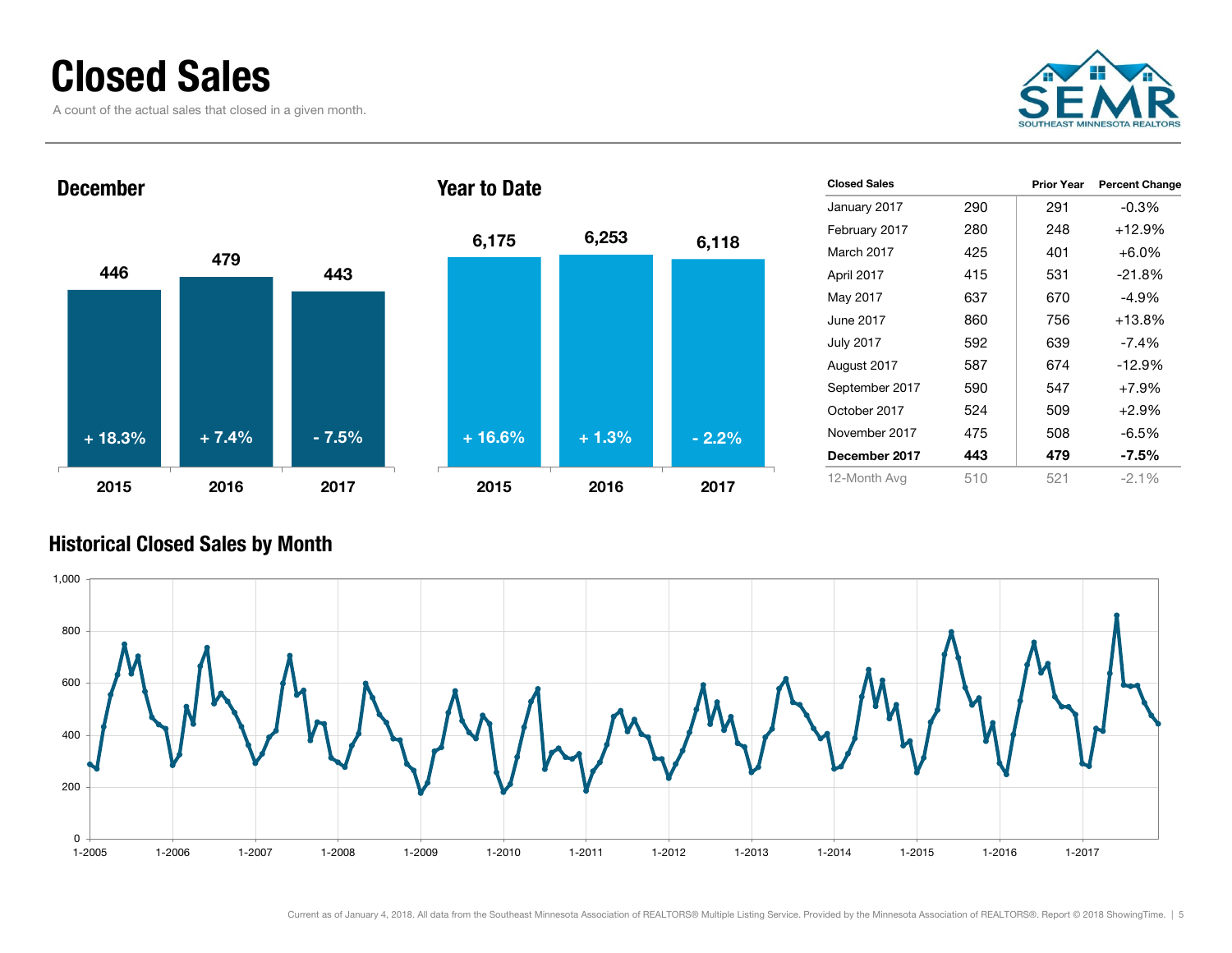# Closed Sales

A count of the actual sales that closed in a given month.

## December

| | 2015 | 2016 | 2017 |
|---|---|---|---|
| Closed Sales | 446 | 479 | 443 |
| Change | + 18.3% | + 7.4% | - 7.5% |

## Year to Date

| | 2015 | 2016 | 2017 |
|---|---|---|---|
| Closed Sales | 6,175 | 6,253 | 6,118 |
| Change | + 16.6% | + 1.3% | - 2.2% |

| Closed Sales | | Prior Year | Percent Change |
|---|---|---|---|
| January 2017 | 290 | 291 | -0.3% |
| February 2017 | 280 | 248 | +12.9% |
| March 2017 | 425 | 401 | +6.0% |
| April 2017 | 415 | 531 | -21.8% |
| May 2017 | 637 | 670 | -4.9% |
| June 2017 | 860 | 756 | +13.8% |
| July 2017 | 592 | 639 | -7.4% |
| August 2017 | 587 | 674 | -12.9% |
| September 2017 | 590 | 547 | +7.9% |
| October 2017 | 524 | 509 | +2.9% |
| November 2017 | 475 | 508 | -6.5% |
| **December 2017** | **443** | **479** | **-7.5%** |
| 12-Month Avg | 510 | 521 | -2.1% |

## Historical Closed Sales by Month

Current as of January 4, 2018. All data from the Southeast Minnesota Association of REALTORS® Multiple Listing Service. Provided by the Minnesota Association of REALTORS®. Report © 2018 ShowingTime.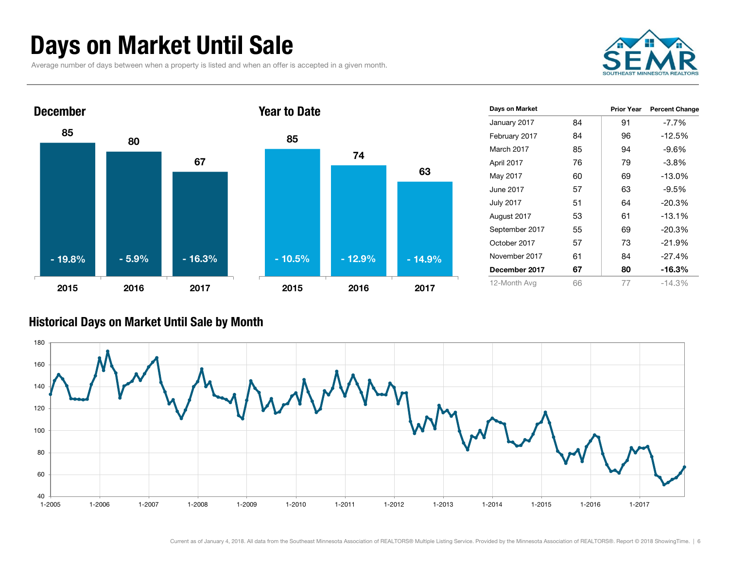# Days on Market Until Sale

Average number of days between when a property is listed and when an offer is accepted in a given month.

## December

| Year | Days | Change |
|---|---|---|
| 2015 | 85 | - 19.8% |
| 2016 | 80 | - 5.9% |
| 2017 | 67 | - 16.3% |

## Year to Date

| Year | Days | Change |
|---|---|---|
| 2015 | 85 | - 10.5% |
| 2016 | 74 | - 12.9% |
| 2017 | 63 | - 14.9% |

| Days on Market | | Prior Year | Percent Change |
|---|---|---|---|
| January 2017 | 84 | 91 | -7.7% |
| February 2017 | 84 | 96 | -12.5% |
| March 2017 | 85 | 94 | -9.6% |
| April 2017 | 76 | 79 | -3.8% |
| May 2017 | 60 | 69 | -13.0% |
| June 2017 | 57 | 63 | -9.5% |
| July 2017 | 51 | 64 | -20.3% |
| August 2017 | 53 | 61 | -13.1% |
| September 2017 | 55 | 69 | -20.3% |
| October 2017 | 57 | 73 | -21.9% |
| November 2017 | 61 | 84 | -27.4% |
| **December 2017** | **67** | **80** | **-16.3%** |
| 12-Month Avg | 66 | 77 | -14.3% |

## Historical Days on Market Until Sale by Month

Current as of January 4, 2018. All data from the Southeast Minnesota Association of REALTORS® Multiple Listing Service. Provided by the Minnesota Association of REALTORS®. Report © 2018 ShowingTime.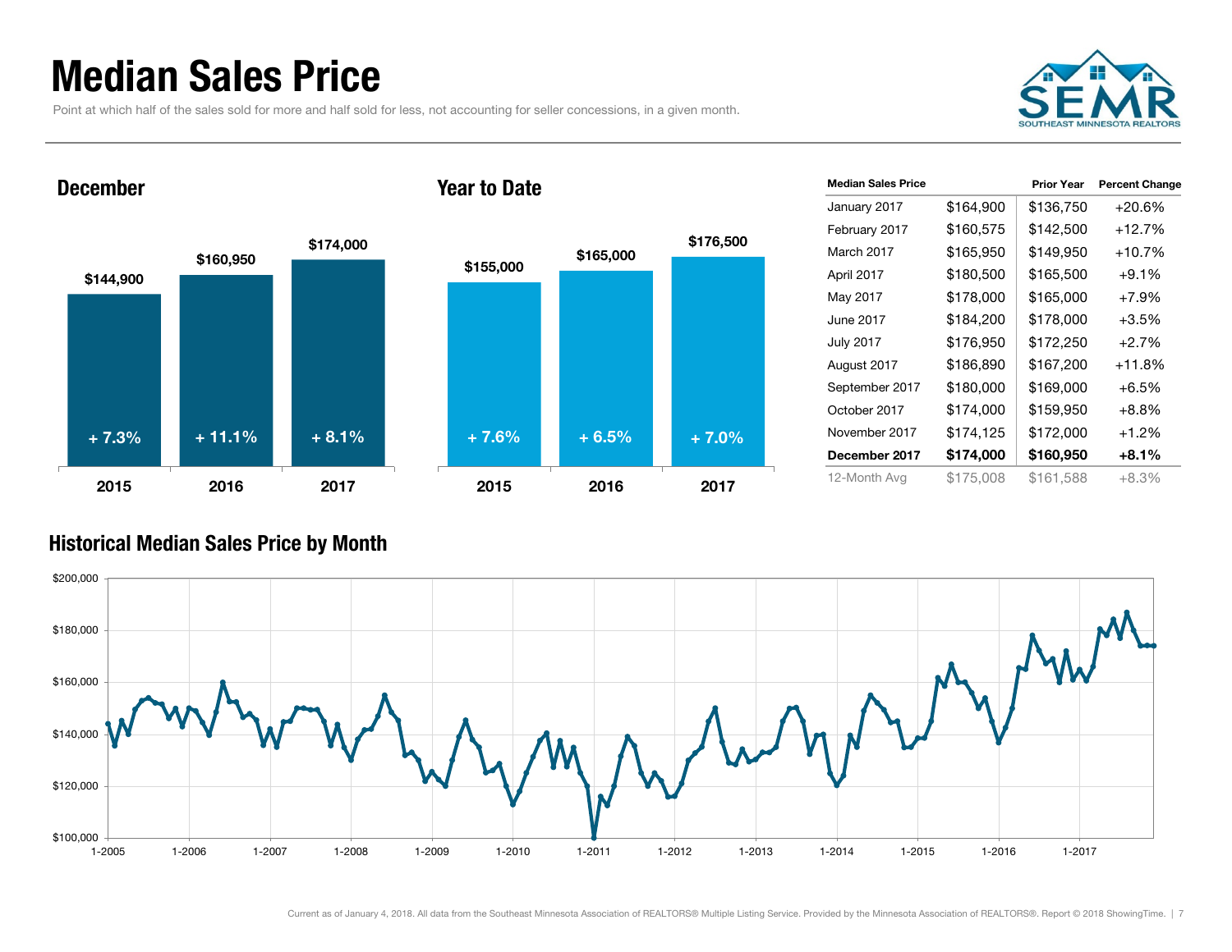# Median Sales Price

Point at which half of the sales sold for more and half sold for less, not accounting for seller concessions, in a given month.

## December

| Year | Median Sales Price | Change |
|---|---|---|
| 2015 | $144,900 | + 7.3% |
| 2016 | $160,950 | + 11.1% |
| 2017 | $174,000 | + 8.1% |

## Year to Date

| Year | Median Sales Price | Change |
|---|---|---|
| 2015 | $155,000 | + 7.6% |
| 2016 | $165,000 | + 6.5% |
| 2017 | $176,500 | + 7.0% |

| Median Sales Price | | Prior Year | Percent Change |
|---|---|---|---|
| January 2017 | $164,900 | $136,750 | +20.6% |
| February 2017 | $160,575 | $142,500 | +12.7% |
| March 2017 | $165,950 | $149,950 | +10.7% |
| April 2017 | $180,500 | $165,500 | +9.1% |
| May 2017 | $178,000 | $165,000 | +7.9% |
| June 2017 | $184,200 | $178,000 | +3.5% |
| July 2017 | $176,950 | $172,250 | +2.7% |
| August 2017 | $186,890 | $167,200 | +11.8% |
| September 2017 | $180,000 | $169,000 | +6.5% |
| October 2017 | $174,000 | $159,950 | +8.8% |
| November 2017 | $174,125 | $172,000 | +1.2% |
| **December 2017** | **$174,000** | **$160,950** | **+8.1%** |
| 12-Month Avg | $175,008 | $161,588 | +8.3% |

## Historical Median Sales Price by Month

Current as of January 4, 2018. All data from the Southeast Minnesota Association of REALTORS® Multiple Listing Service. Provided by the Minnesota Association of REALTORS®. Report © 2018 ShowingTime.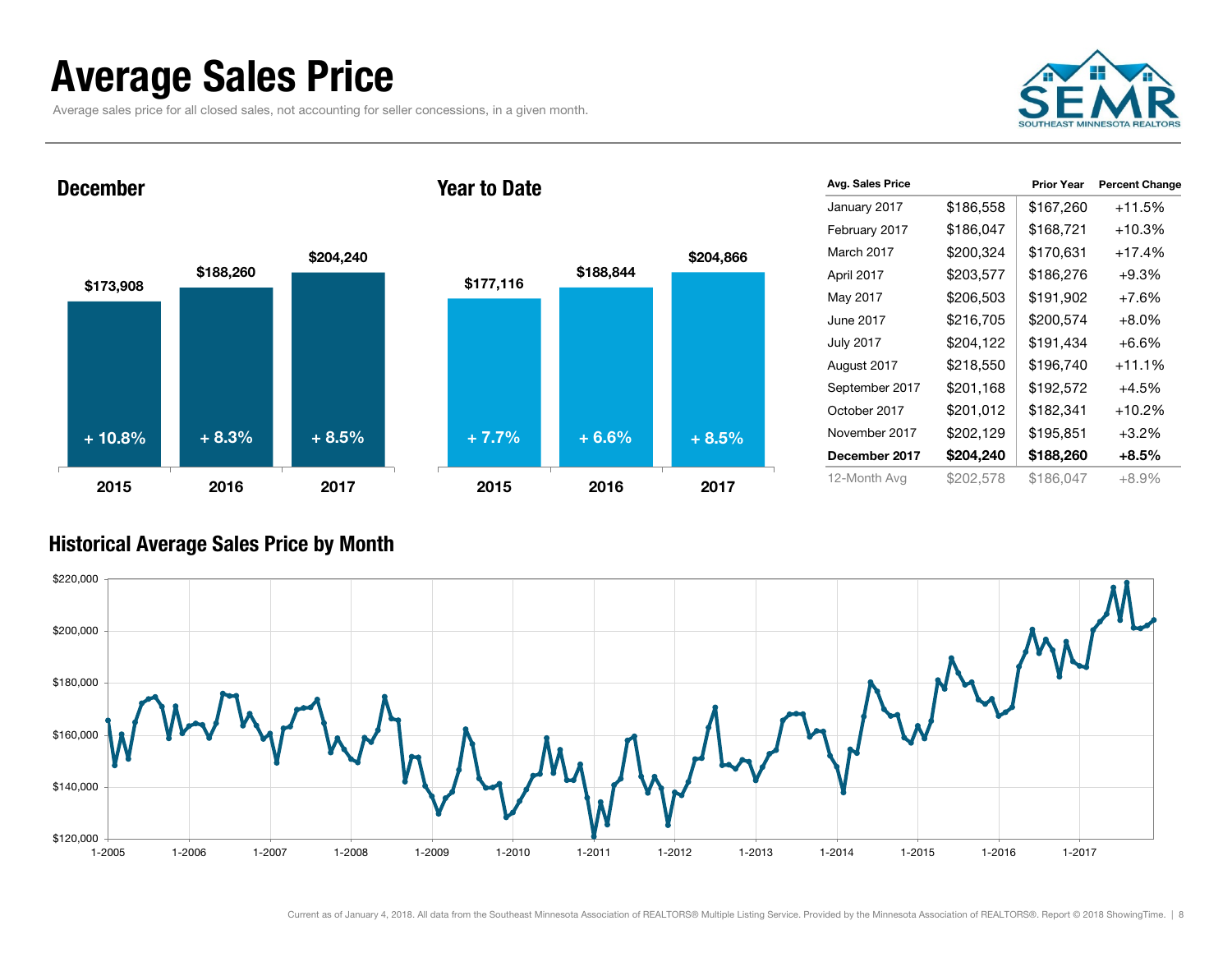# Average Sales Price

Average sales price for all closed sales, not accounting for seller concessions, in a given month.

## December

| Year | Average Sales Price | Change |
| --- | --- | --- |
| 2015 | $173,908 | + 10.8% |
| 2016 | $188,260 | + 8.3% |
| 2017 | $204,240 | + 8.5% |

## Year to Date

| Year | Average Sales Price | Change |
| --- | --- | --- |
| 2015 | $177,116 | + 7.7% |
| 2016 | $188,844 | + 6.6% |
| 2017 | $204,866 | + 8.5% |

| Avg. Sales Price | | Prior Year | Percent Change |
| --- | --- | --- | --- |
| January 2017 | $186,558 | $167,260 | +11.5% |
| February 2017 | $186,047 | $168,721 | +10.3% |
| March 2017 | $200,324 | $170,631 | +17.4% |
| April 2017 | $203,577 | $186,276 | +9.3% |
| May 2017 | $206,503 | $191,902 | +7.6% |
| June 2017 | $216,705 | $200,574 | +8.0% |
| July 2017 | $204,122 | $191,434 | +6.6% |
| August 2017 | $218,550 | $196,740 | +11.1% |
| September 2017 | $201,168 | $192,572 | +4.5% |
| October 2017 | $201,012 | $182,341 | +10.2% |
| November 2017 | $202,129 | $195,851 | +3.2% |
| **December 2017** | **$204,240** | **$188,260** | **+8.5%** |
| 12-Month Avg | $202,578 | $186,047 | +8.9% |

## Historical Average Sales Price by Month

Current as of January 4, 2018. All data from the Southeast Minnesota Association of REALTORS® Multiple Listing Service. Provided by the Minnesota Association of REALTORS®. Report © 2018 ShowingTime.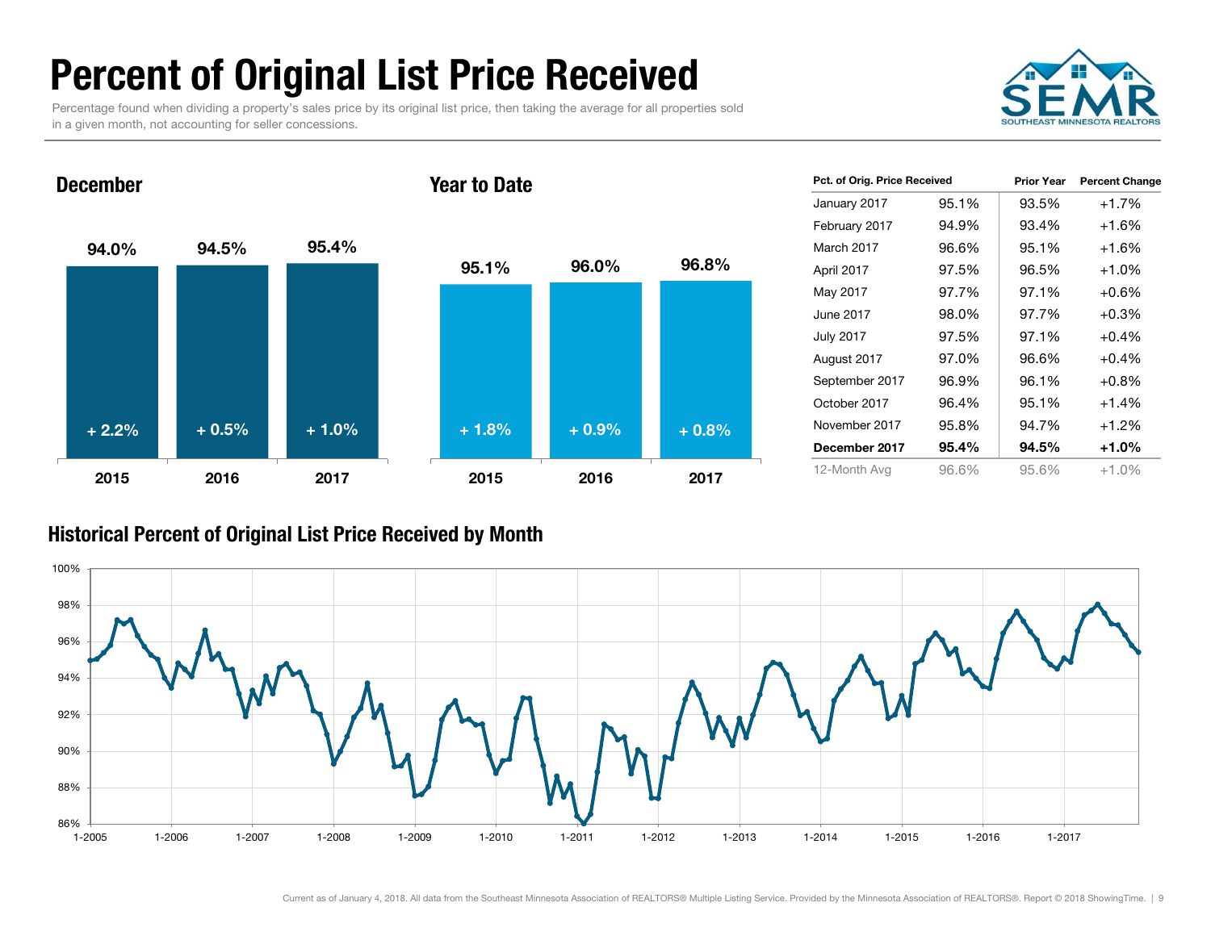# Percent of Original List Price Received

Percentage found when dividing a property's sales price by its original list price, then taking the average for all properties sold in a given month, not accounting for seller concessions.

### December

| Year | Value | Change |
|---|---|---|
| 2015 | 94.0% | + 2.2% |
| 2016 | 94.5% | + 0.5% |
| 2017 | 95.4% | + 1.0% |

### Year to Date

| Year | Value | Change |
|---|---|---|
| 2015 | 95.1% | + 1.8% |
| 2016 | 96.0% | + 0.9% |
| 2017 | 96.8% | + 0.8% |

| Pct. of Orig. Price Received | | Prior Year | Percent Change |
|---|---|---|---|
| January 2017 | 95.1% | 93.5% | +1.7% |
| February 2017 | 94.9% | 93.4% | +1.6% |
| March 2017 | 96.6% | 95.1% | +1.6% |
| April 2017 | 97.5% | 96.5% | +1.0% |
| May 2017 | 97.7% | 97.1% | +0.6% |
| June 2017 | 98.0% | 97.7% | +0.3% |
| July 2017 | 97.5% | 97.1% | +0.4% |
| August 2017 | 97.0% | 96.6% | +0.4% |
| September 2017 | 96.9% | 96.1% | +0.8% |
| October 2017 | 96.4% | 95.1% | +1.4% |
| November 2017 | 95.8% | 94.7% | +1.2% |
| **December 2017** | **95.4%** | **94.5%** | **+1.0%** |
| 12-Month Avg | 96.6% | 95.6% | +1.0% |

### Historical Percent of Original List Price Received by Month

Current as of January 4, 2018. All data from the Southeast Minnesota Association of REALTORS® Multiple Listing Service. Provided by the Minnesota Association of REALTORS®. Report © 2018 ShowingTime.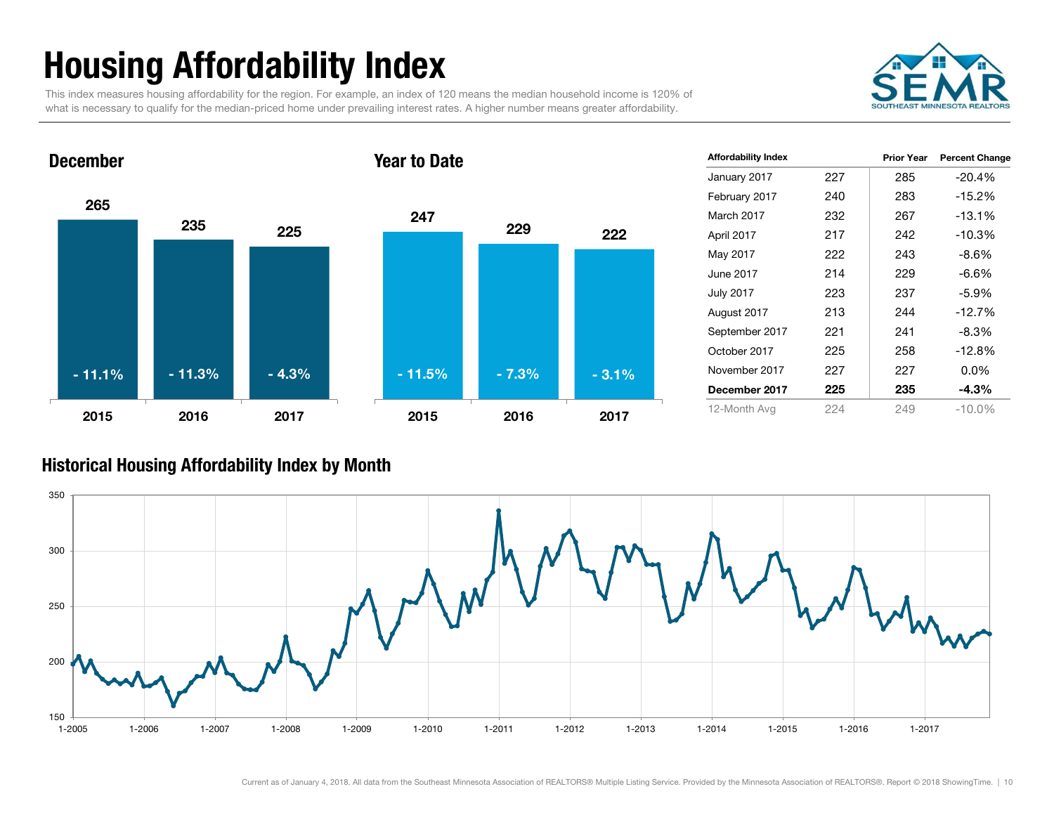# Housing Affordability Index

This index measures housing affordability for the region. For example, an index of 120 means the median household income is 120% of what is necessary to qualify for the median-priced home under prevailing interest rates. A higher number means greater affordability.

SEMR SOUTHEAST MINNESOTA REALTORS

## December

| | 2015 | 2016 | 2017 |
|---|---|---|---|
| Index | 265 | 235 | 225 |
| Change | - 11.1% | - 11.3% | - 4.3% |

## Year to Date

| | 2015 | 2016 | 2017 |
|---|---|---|---|
| Index | 247 | 229 | 222 |
| Change | - 11.5% | - 7.3% | - 3.1% |

| Affordability Index | | Prior Year | Percent Change |
|---|---|---|---|
| January 2017 | 227 | 285 | -20.4% |
| February 2017 | 240 | 283 | -15.2% |
| March 2017 | 232 | 267 | -13.1% |
| April 2017 | 217 | 242 | -10.3% |
| May 2017 | 222 | 243 | -8.6% |
| June 2017 | 214 | 229 | -6.6% |
| July 2017 | 223 | 237 | -5.9% |
| August 2017 | 213 | 244 | -12.7% |
| September 2017 | 221 | 241 | -8.3% |
| October 2017 | 225 | 258 | -12.8% |
| November 2017 | 227 | 227 | 0.0% |
| **December 2017** | **225** | **235** | **-4.3%** |
| 12-Month Avg | 224 | 249 | -10.0% |

## Historical Housing Affordability Index by Month

Current as of January 4, 2018. All data from the Southeast Minnesota Association of REALTORS® Multiple Listing Service. Provided by the Minnesota Association of REALTORS®. Report © 2018 ShowingTime.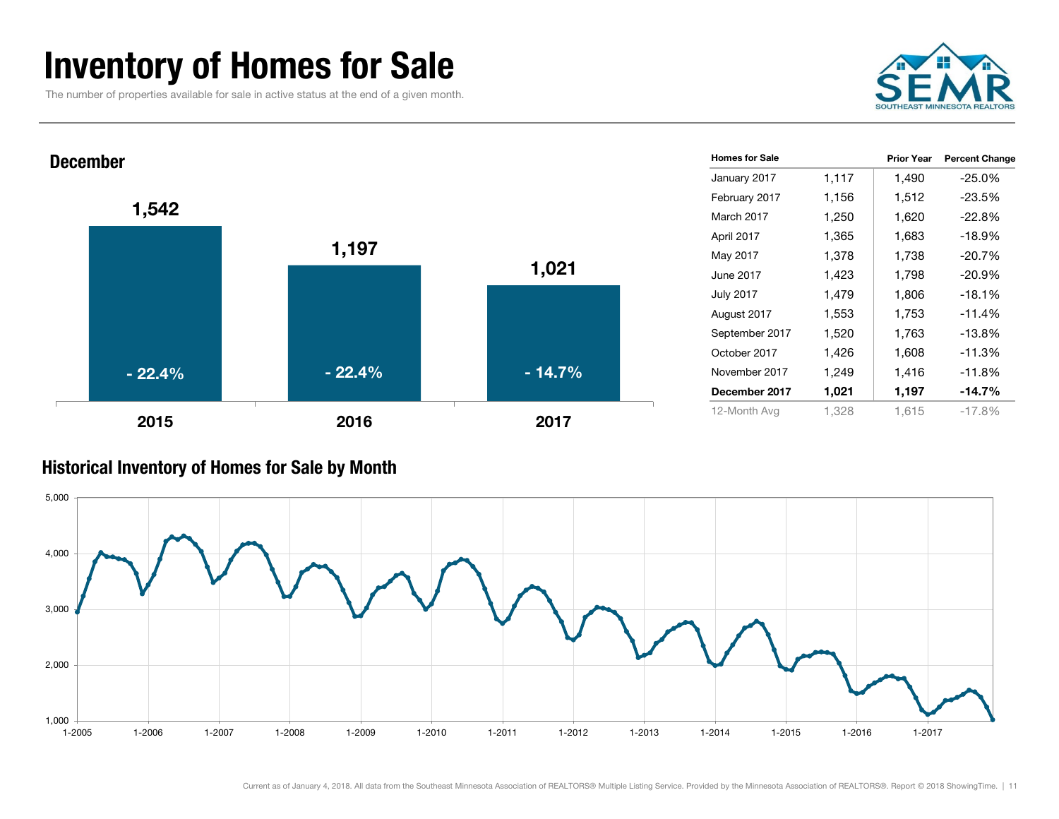# Inventory of Homes for Sale

The number of properties available for sale in active status at the end of a given month.

SEMR — SOUTHEAST MINNESOTA REALTORS

## December

| Year | Homes for Sale | Percent Change |
|---|---|---|
| 2015 | 1,542 | - 22.4% |
| 2016 | 1,197 | - 22.4% |
| 2017 | 1,021 | - 14.7% |

| Homes for Sale | | Prior Year | Percent Change |
|---|---|---|---|
| January 2017 | 1,117 | 1,490 | -25.0% |
| February 2017 | 1,156 | 1,512 | -23.5% |
| March 2017 | 1,250 | 1,620 | -22.8% |
| April 2017 | 1,365 | 1,683 | -18.9% |
| May 2017 | 1,378 | 1,738 | -20.7% |
| June 2017 | 1,423 | 1,798 | -20.9% |
| July 2017 | 1,479 | 1,806 | -18.1% |
| August 2017 | 1,553 | 1,753 | -11.4% |
| September 2017 | 1,520 | 1,763 | -13.8% |
| October 2017 | 1,426 | 1,608 | -11.3% |
| November 2017 | 1,249 | 1,416 | -11.8% |
| **December 2017** | **1,021** | **1,197** | **-14.7%** |
| 12-Month Avg | 1,328 | 1,615 | -17.8% |

## Historical Inventory of Homes for Sale by Month

Current as of January 4, 2018. All data from the Southeast Minnesota Association of REALTORS® Multiple Listing Service. Provided by the Minnesota Association of REALTORS®. Report © 2018 ShowingTime.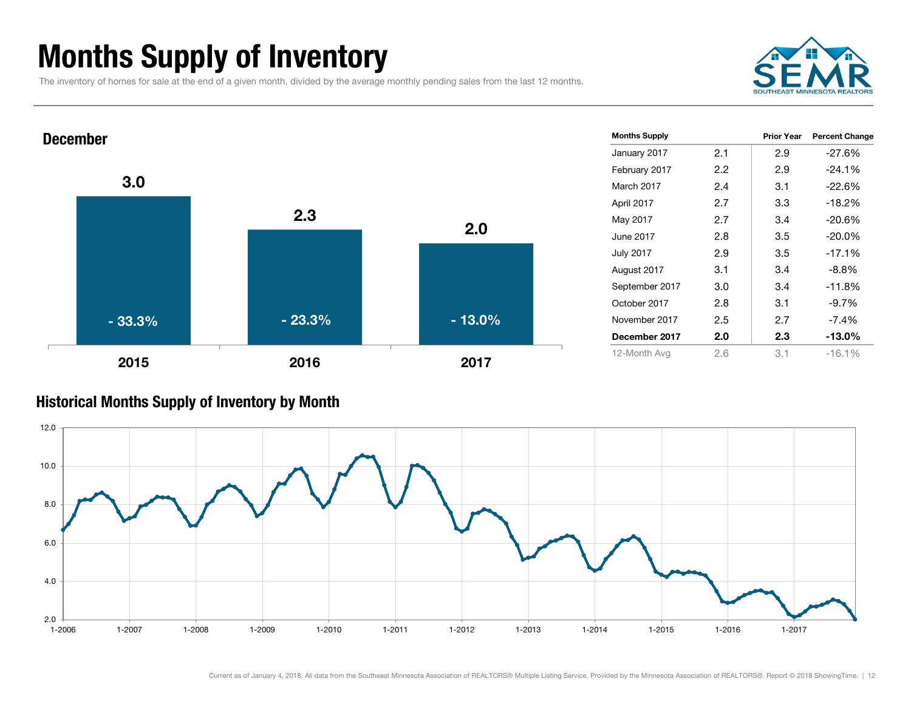# Months Supply of Inventory

The inventory of homes for sale at the end of a given month, divided by the average monthly pending sales from the last 12 months.

## December

| Year | Months Supply | Percent Change |
|---|---|---|
| 2015 | 3.0 | - 33.3% |
| 2016 | 2.3 | - 23.3% |
| 2017 | 2.0 | - 13.0% |

| Months Supply | | Prior Year | Percent Change |
|---|---|---|---|
| January 2017 | 2.1 | 2.9 | -27.6% |
| February 2017 | 2.2 | 2.9 | -24.1% |
| March 2017 | 2.4 | 3.1 | -22.6% |
| April 2017 | 2.7 | 3.3 | -18.2% |
| May 2017 | 2.7 | 3.4 | -20.6% |
| June 2017 | 2.8 | 3.5 | -20.0% |
| July 2017 | 2.9 | 3.5 | -17.1% |
| August 2017 | 3.1 | 3.4 | -8.8% |
| September 2017 | 3.0 | 3.4 | -11.8% |
| October 2017 | 2.8 | 3.1 | -9.7% |
| November 2017 | 2.5 | 2.7 | -7.4% |
| **December 2017** | **2.0** | **2.3** | **-13.0%** |
| 12-Month Avg | 2.6 | 3.1 | -16.1% |

## Historical Months Supply of Inventory by Month

Current as of January 4, 2018. All data from the Southeast Minnesota Association of REALTORS® Multiple Listing Service. Provided by the Minnesota Association of REALTORS®. Report © 2018 ShowingTime.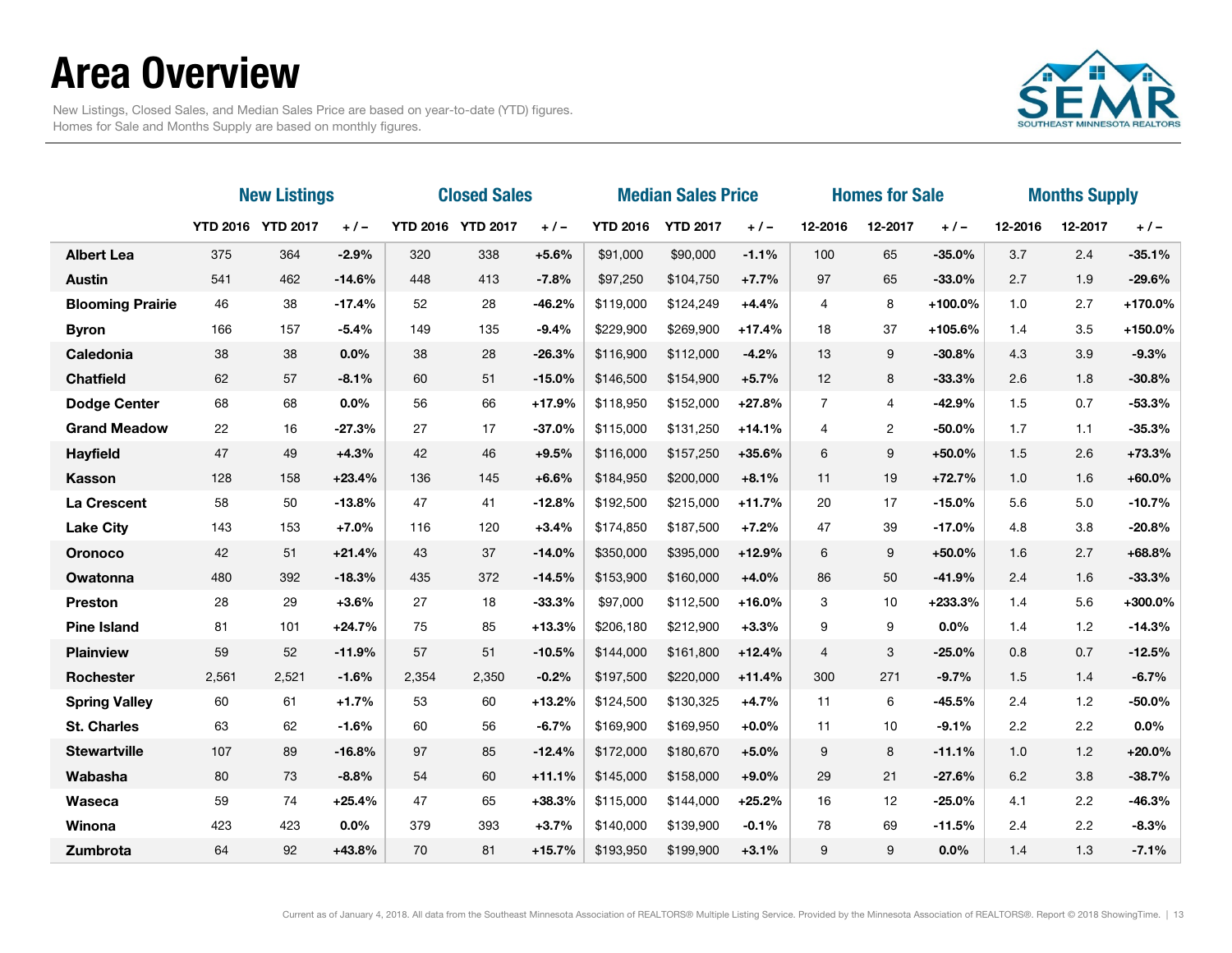# Area Overview

New Listings, Closed Sales, and Median Sales Price are based on year-to-date (YTD) figures.
Homes for Sale and Months Supply are based on monthly figures.

| | New Listings | | | Closed Sales | | | Median Sales Price | | | Homes for Sale | | | Months Supply | | |
|---|---|---|---|---|---|---|---|---|---|---|---|---|---|---|---|
| | YTD 2016 | YTD 2017 | + / – | YTD 2016 | YTD 2017 | + / – | YTD 2016 | YTD 2017 | + / – | 12-2016 | 12-2017 | + / – | 12-2016 | 12-2017 | + / – |
| **Albert Lea** | 375 | 364 | **-2.9%** | 320 | 338 | **+5.6%** | $91,000 | $90,000 | **-1.1%** | 100 | 65 | **-35.0%** | 3.7 | 2.4 | **-35.1%** |
| **Austin** | 541 | 462 | **-14.6%** | 448 | 413 | **-7.8%** | $97,250 | $104,750 | **+7.7%** | 97 | 65 | **-33.0%** | 2.7 | 1.9 | **-29.6%** |
| **Blooming Prairie** | 46 | 38 | **-17.4%** | 52 | 28 | **-46.2%** | $119,000 | $124,249 | **+4.4%** | 4 | 8 | **+100.0%** | 1.0 | 2.7 | **+170.0%** |
| **Byron** | 166 | 157 | **-5.4%** | 149 | 135 | **-9.4%** | $229,900 | $269,900 | **+17.4%** | 18 | 37 | **+105.6%** | 1.4 | 3.5 | **+150.0%** |
| **Caledonia** | 38 | 38 | **0.0%** | 38 | 28 | **-26.3%** | $116,900 | $112,000 | **-4.2%** | 13 | 9 | **-30.8%** | 4.3 | 3.9 | **-9.3%** |
| **Chatfield** | 62 | 57 | **-8.1%** | 60 | 51 | **-15.0%** | $146,500 | $154,900 | **+5.7%** | 12 | 8 | **-33.3%** | 2.6 | 1.8 | **-30.8%** |
| **Dodge Center** | 68 | 68 | **0.0%** | 56 | 66 | **+17.9%** | $118,950 | $152,000 | **+27.8%** | 7 | 4 | **-42.9%** | 1.5 | 0.7 | **-53.3%** |
| **Grand Meadow** | 22 | 16 | **-27.3%** | 27 | 17 | **-37.0%** | $115,000 | $131,250 | **+14.1%** | 4 | 2 | **-50.0%** | 1.7 | 1.1 | **-35.3%** |
| **Hayfield** | 47 | 49 | **+4.3%** | 42 | 46 | **+9.5%** | $116,000 | $157,250 | **+35.6%** | 6 | 9 | **+50.0%** | 1.5 | 2.6 | **+73.3%** |
| **Kasson** | 128 | 158 | **+23.4%** | 136 | 145 | **+6.6%** | $184,950 | $200,000 | **+8.1%** | 11 | 19 | **+72.7%** | 1.0 | 1.6 | **+60.0%** |
| **La Crescent** | 58 | 50 | **-13.8%** | 47 | 41 | **-12.8%** | $192,500 | $215,000 | **+11.7%** | 20 | 17 | **-15.0%** | 5.6 | 5.0 | **-10.7%** |
| **Lake City** | 143 | 153 | **+7.0%** | 116 | 120 | **+3.4%** | $174,850 | $187,500 | **+7.2%** | 47 | 39 | **-17.0%** | 4.8 | 3.8 | **-20.8%** |
| **Oronoco** | 42 | 51 | **+21.4%** | 43 | 37 | **-14.0%** | $350,000 | $395,000 | **+12.9%** | 6 | 9 | **+50.0%** | 1.6 | 2.7 | **+68.8%** |
| **Owatonna** | 480 | 392 | **-18.3%** | 435 | 372 | **-14.5%** | $153,900 | $160,000 | **+4.0%** | 86 | 50 | **-41.9%** | 2.4 | 1.6 | **-33.3%** |
| **Preston** | 28 | 29 | **+3.6%** | 27 | 18 | **-33.3%** | $97,000 | $112,500 | **+16.0%** | 3 | 10 | **+233.3%** | 1.4 | 5.6 | **+300.0%** |
| **Pine Island** | 81 | 101 | **+24.7%** | 75 | 85 | **+13.3%** | $206,180 | $212,900 | **+3.3%** | 9 | 9 | **0.0%** | 1.4 | 1.2 | **-14.3%** |
| **Plainview** | 59 | 52 | **-11.9%** | 57 | 51 | **-10.5%** | $144,000 | $161,800 | **+12.4%** | 4 | 3 | **-25.0%** | 0.8 | 0.7 | **-12.5%** |
| **Rochester** | 2,561 | 2,521 | **-1.6%** | 2,354 | 2,350 | **-0.2%** | $197,500 | $220,000 | **+11.4%** | 300 | 271 | **-9.7%** | 1.5 | 1.4 | **-6.7%** |
| **Spring Valley** | 60 | 61 | **+1.7%** | 53 | 60 | **+13.2%** | $124,500 | $130,325 | **+4.7%** | 11 | 6 | **-45.5%** | 2.4 | 1.2 | **-50.0%** |
| **St. Charles** | 63 | 62 | **-1.6%** | 60 | 56 | **-6.7%** | $169,900 | $169,950 | **+0.0%** | 11 | 10 | **-9.1%** | 2.2 | 2.2 | **0.0%** |
| **Stewartville** | 107 | 89 | **-16.8%** | 97 | 85 | **-12.4%** | $172,000 | $180,670 | **+5.0%** | 9 | 8 | **-11.1%** | 1.0 | 1.2 | **+20.0%** |
| **Wabasha** | 80 | 73 | **-8.8%** | 54 | 60 | **+11.1%** | $145,000 | $158,000 | **+9.0%** | 29 | 21 | **-27.6%** | 6.2 | 3.8 | **-38.7%** |
| **Waseca** | 59 | 74 | **+25.4%** | 47 | 65 | **+38.3%** | $115,000 | $144,000 | **+25.2%** | 16 | 12 | **-25.0%** | 4.1 | 2.2 | **-46.3%** |
| **Winona** | 423 | 423 | **0.0%** | 379 | 393 | **+3.7%** | $140,000 | $139,900 | **-0.1%** | 78 | 69 | **-11.5%** | 2.4 | 2.2 | **-8.3%** |
| **Zumbrota** | 64 | 92 | **+43.8%** | 70 | 81 | **+15.7%** | $193,950 | $199,900 | **+3.1%** | 9 | 9 | **0.0%** | 1.4 | 1.3 | **-7.1%** |

Current as of January 4, 2018. All data from the Southeast Minnesota Association of REALTORS® Multiple Listing Service. Provided by the Minnesota Association of REALTORS®. Report © 2018 ShowingTime.